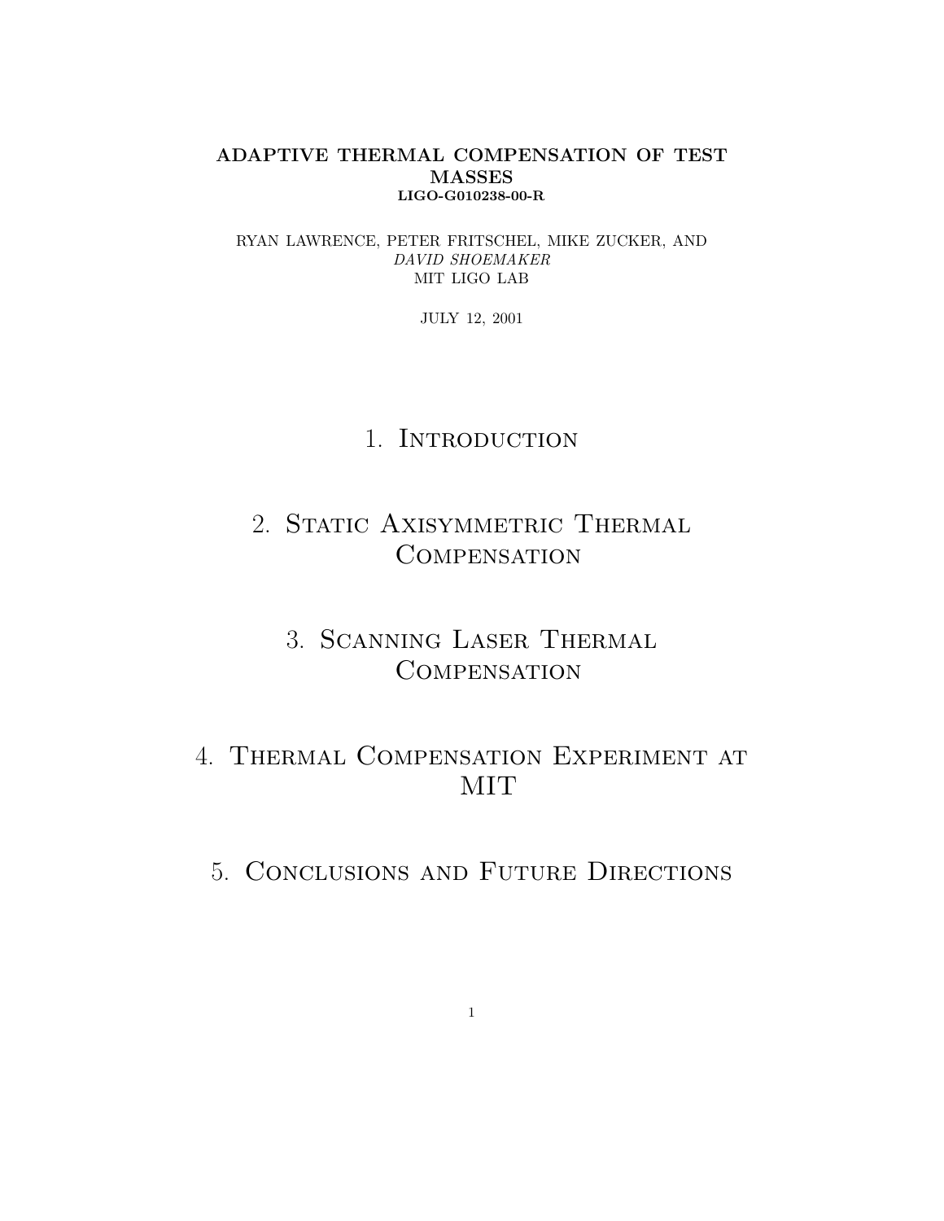**ADAPTIVE THERMAL COMPENSATION OF TEST MASSES**
**LIGO-G010238-00-R**

RYAN LAWRENCE, PETER FRITSCHEL, MIKE ZUCKER, AND *DAVID SHOEMAKER*
MIT LIGO LAB

JULY 12, 2001

# 1. Introduction

# 2. Static Axisymmetric Thermal Compensation

# 3. Scanning Laser Thermal Compensation

# 4. Thermal Compensation Experiment at MIT

# 5. Conclusions and Future Directions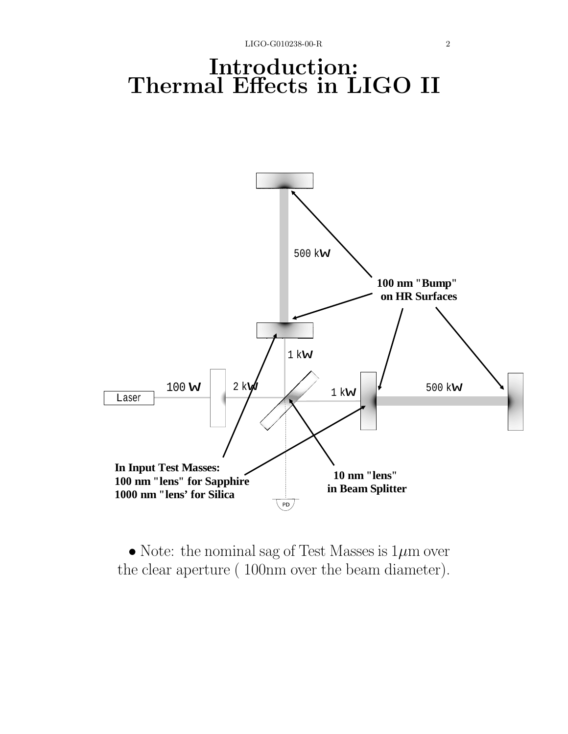# Introduction: Thermal Effects in LIGO II

500 kW

100 nm "Bump" on HR Surfaces

1 kW

100 W

2 kW

1 kW

500 kW

Laser

In Input Test Masses:
100 nm "lens" for Sapphire
1000 nm "lens' for Silica

10 nm "lens" in Beam Splitter

PD

- Note: the nominal sag of Test Masses is 1$\mu$m over the clear aperture ( 100nm over the beam diameter).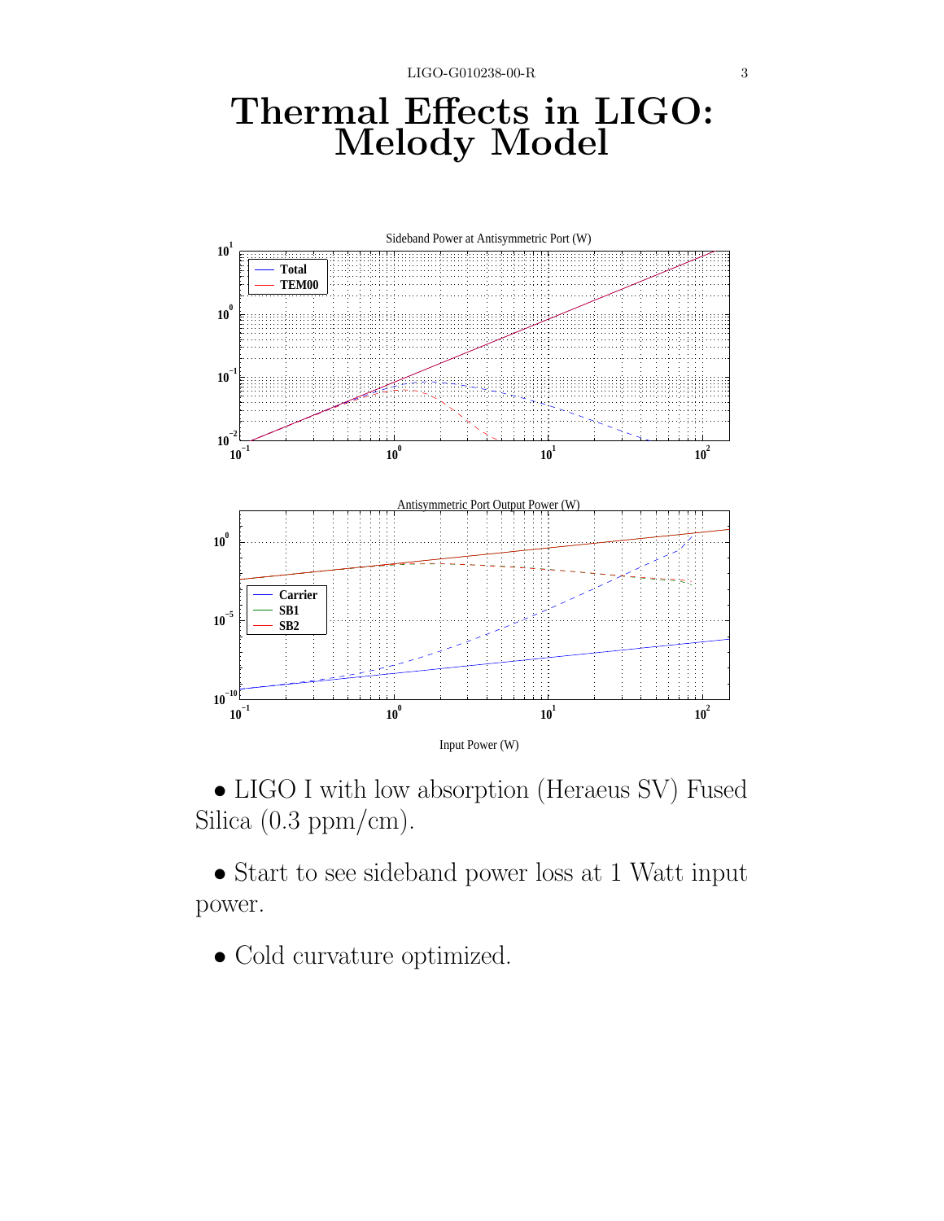# Thermal Effects in LIGO: Melody Model

Sideband Power at Antisymmetric Port (W)

Total
TEM00

$10^{1}$
$10^{0}$
$10^{-1}$
$10^{-2}$

$10^{-1}$ $10^{0}$ $10^{1}$ $10^{2}$

Antisymmetric Port Output Power (W)

Carrier
SB1
SB2

$10^{0}$
$10^{-5}$
$10^{-10}$

$10^{-1}$ $10^{0}$ $10^{1}$ $10^{2}$

Input Power (W)

- LIGO I with low absorption (Heraeus SV) Fused Silica (0.3 ppm/cm).

- Start to see sideband power loss at 1 Watt input power.

- Cold curvature optimized.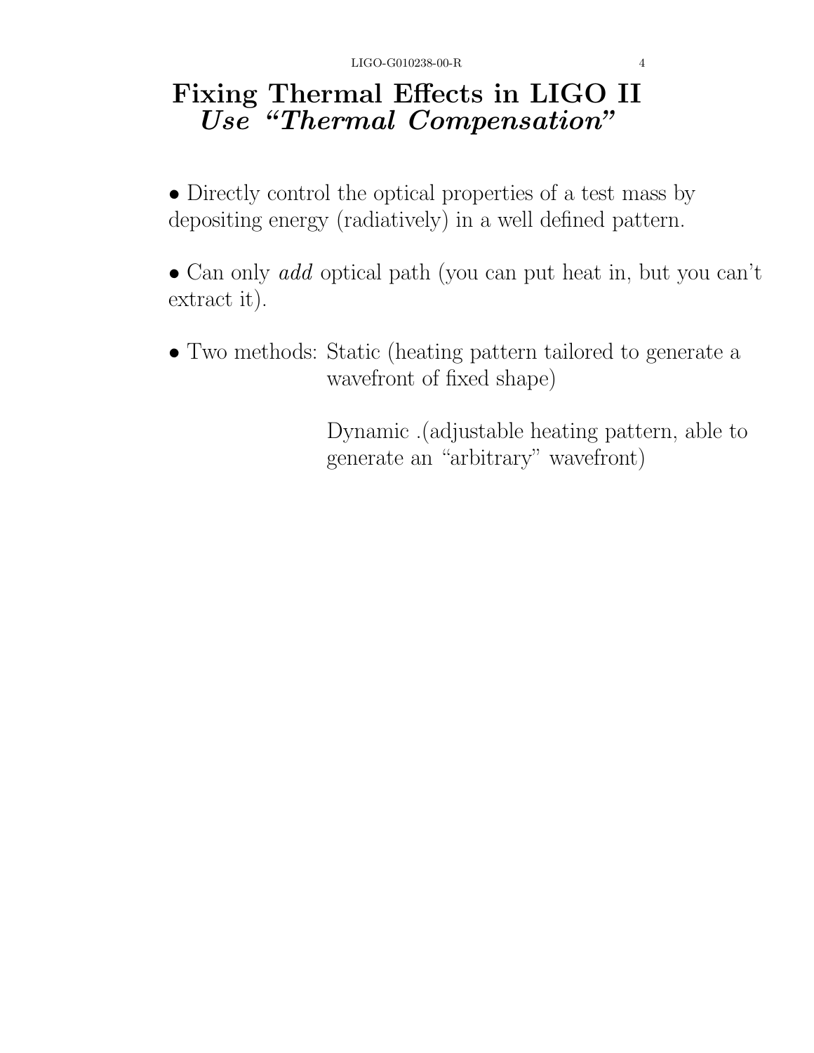# Fixing Thermal Effects in LIGO II
## *Use "Thermal Compensation"*

- Directly control the optical properties of a test mass by depositing energy (radiatively) in a well defined pattern.

- Can only *add* optical path (you can put heat in, but you can't extract it).

- Two methods: Static (heating pattern tailored to generate a wavefront of fixed shape)

  Dynamic .(adjustable heating pattern, able to generate an "arbitrary" wavefront)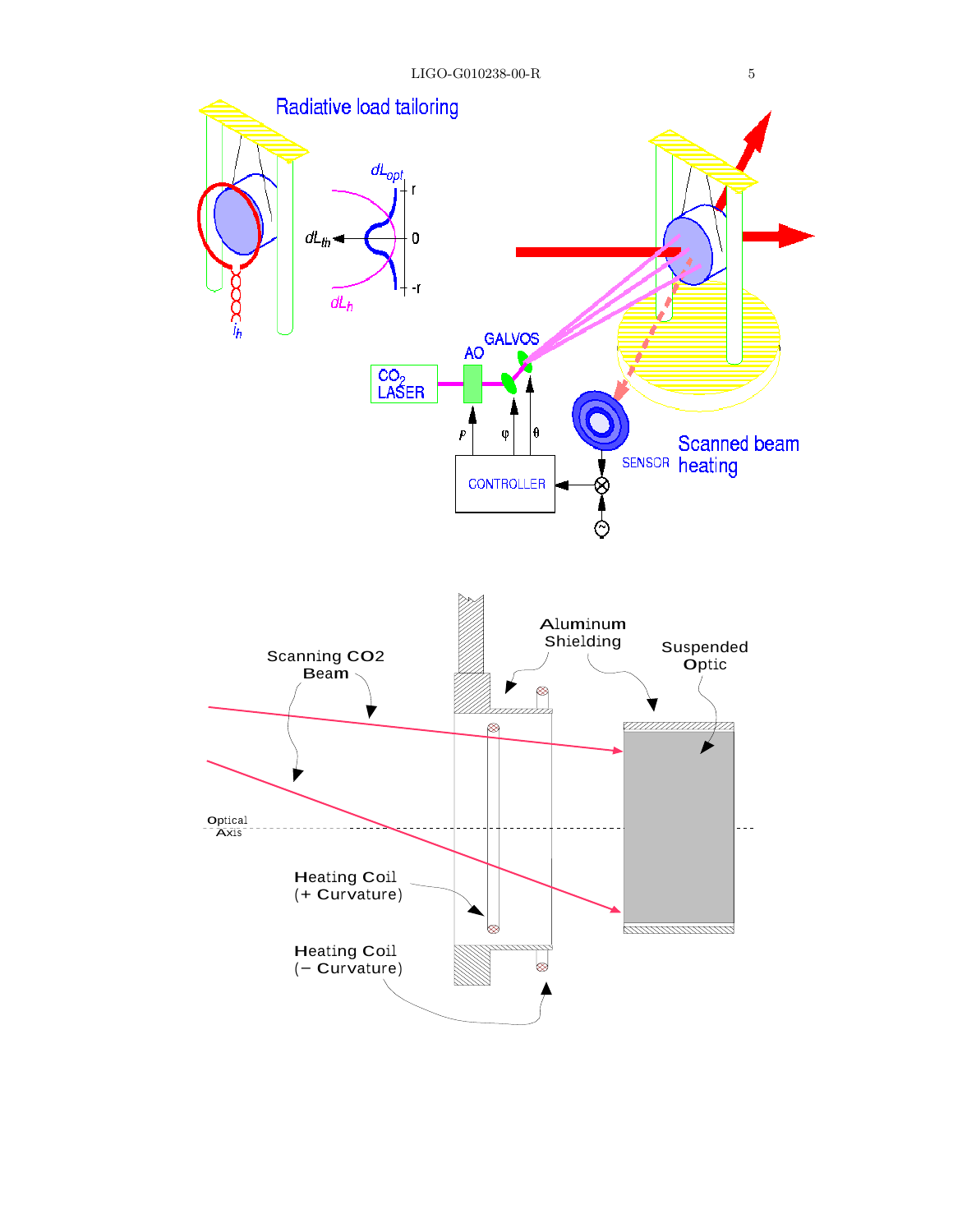Radiative load tailoring

$dL_{opt}$

r

$dL_{th}$

0

-r

$dL_h$

$i_h$

$CO_2$ LASER

AO

GALVOS

P

φ

θ

CONTROLLER

SENSOR

Scanned beam heating

Scanning CO2 Beam

Aluminum Shielding

Suspended Optic

Optical Axis

Heating Coil (+ Curvature)

Heating Coil (− Curvature)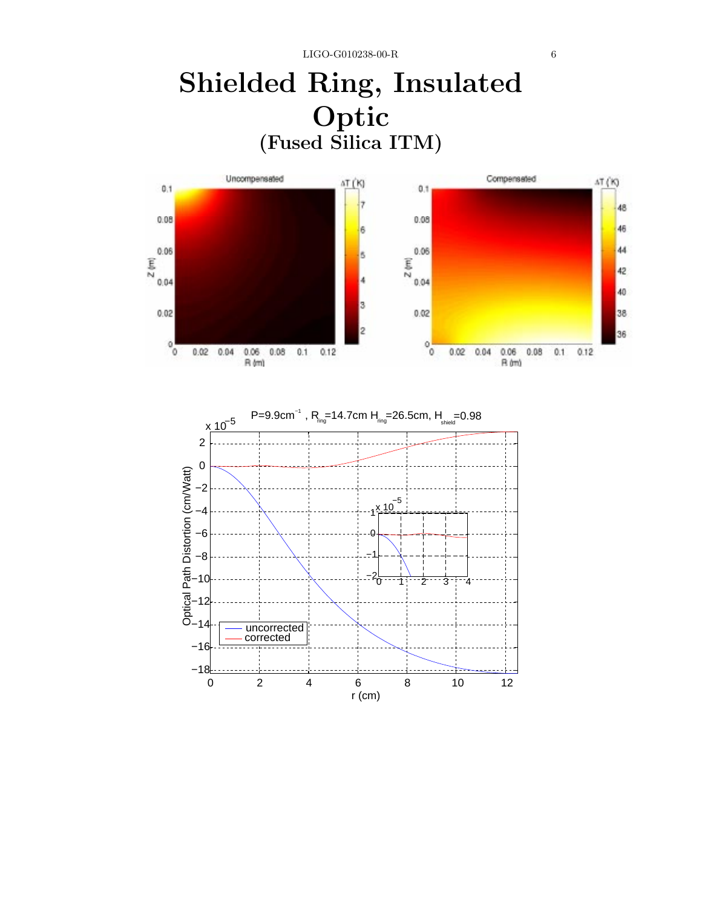# Shielded Ring, Insulated Optic

## (Fused Silica ITM)

Uncompensated

ΔT (K)

Z (m)

R (m)

Compensated

ΔT (K)

Z (m)

R (m)

P=9.9cm$^{-1}$ , $R_{ring}$=14.7cm $H_{ring}$=26.5cm, $H_{shield}$=0.98

x $10^{-5}$

Optical Path Distortion (cm/Watt)

r (cm)

uncorrected

corrected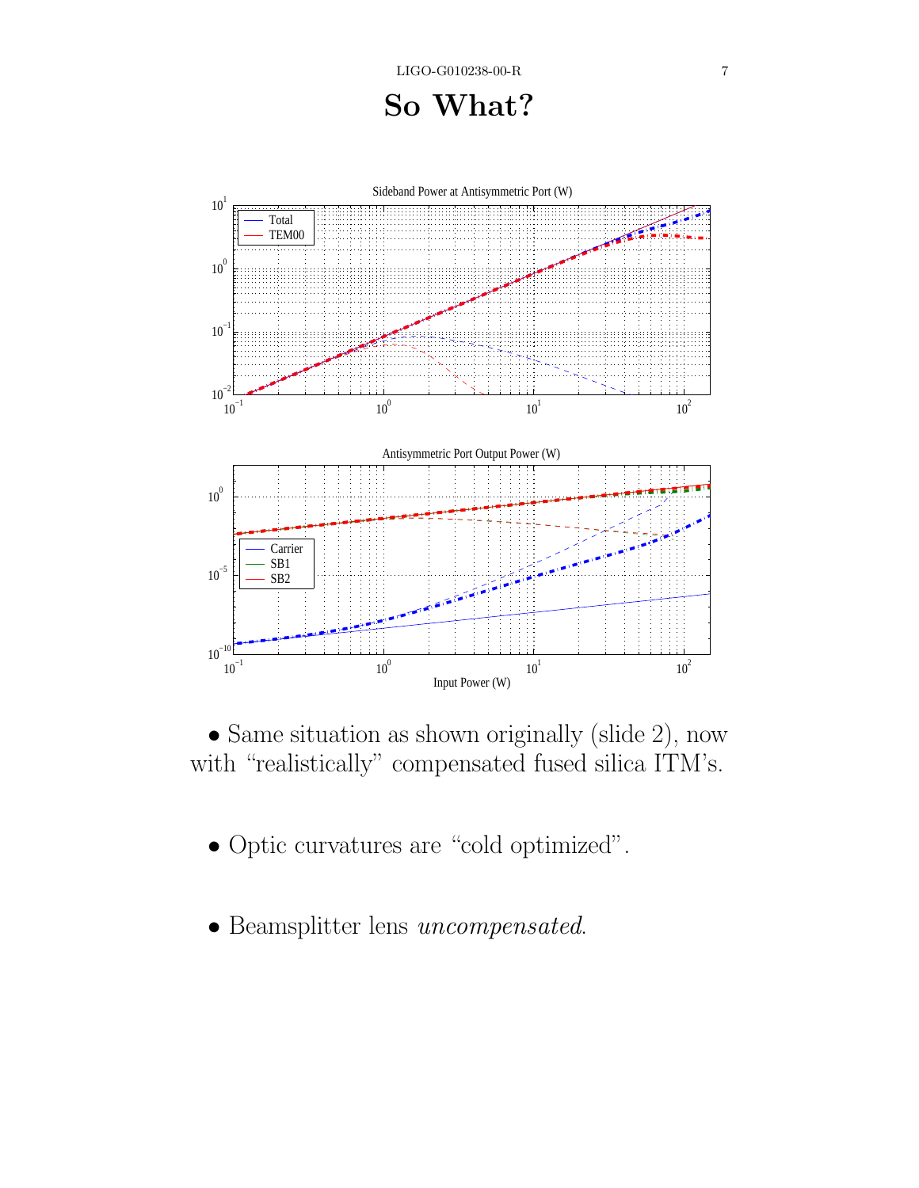# So What?

Sideband Power at Antisymmetric Port (W)

Total
TEM00

$10^{1}$
$10^{0}$
$10^{-1}$
$10^{-2}$

$10^{-1}$ $10^{0}$ $10^{1}$ $10^{2}$

Antisymmetric Port Output Power (W)

Carrier
SB1
SB2

$10^{0}$
$10^{-5}$
$10^{-10}$

$10^{-1}$ $10^{0}$ $10^{1}$ $10^{2}$

Input Power (W)

- Same situation as shown originally (slide 2), now with "realistically" compensated fused silica ITM's.
- Optic curvatures are "cold optimized".
- Beamsplitter lens *uncompensated*.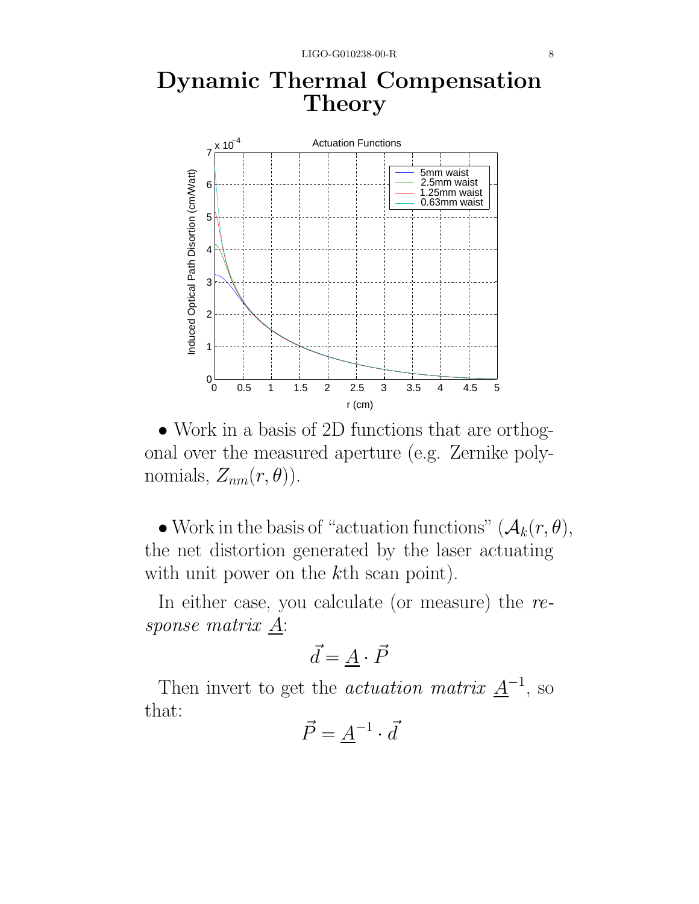# Dynamic Thermal Compensation Theory

Actuation Functions

x 10^-4

Induced Optical Path Disortion (cm/Watt)

r (cm)

5mm waist
2.5mm waist
1.25mm waist
0.63mm waist

0 1 2 3 4 5 6 7

0 0.5 1 1.5 2 2.5 3 3.5 4 4.5 5

- Work in a basis of 2D functions that are orthogonal over the measured aperture (e.g. Zernike polynomials, $Z_{nm}(r, \theta)$).

- Work in the basis of "actuation functions" ($\mathcal{A}_k(r, \theta)$, the net distortion generated by the laser actuating with unit power on the $k$th scan point).

In either case, you calculate (or measure) the *response matrix* $\underline{A}$:

$$\vec{d} = \underline{A} \cdot \vec{P}$$

Then invert to get the *actuation matrix* $\underline{A}^{-1}$, so that:

$$\vec{P} = \underline{A}^{-1} \cdot \vec{d}$$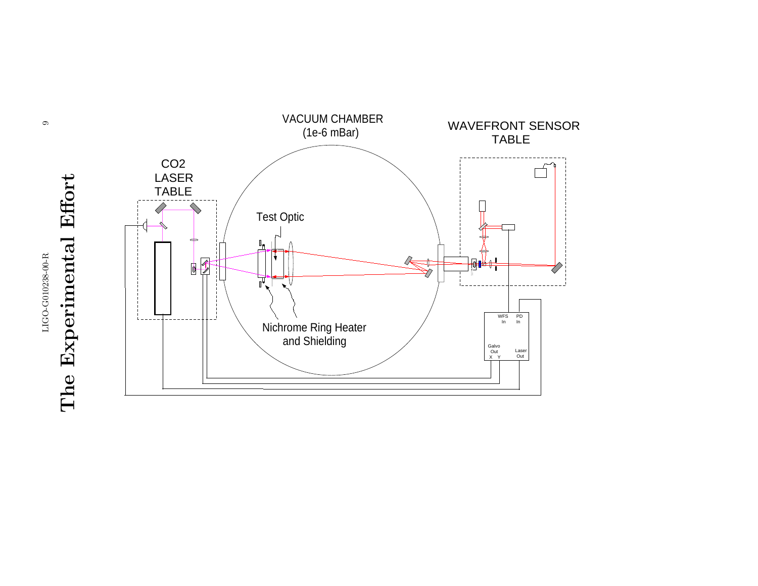# The Experimental Effort

VACUUM CHAMBER
(1e-6 mBar)

WAVEFRONT SENSOR
TABLE

CO2
LASER
TABLE

Test Optic

Nichrome Ring Heater
and Shielding

WFS In

PD In

Galvo Out
X Y

Laser Out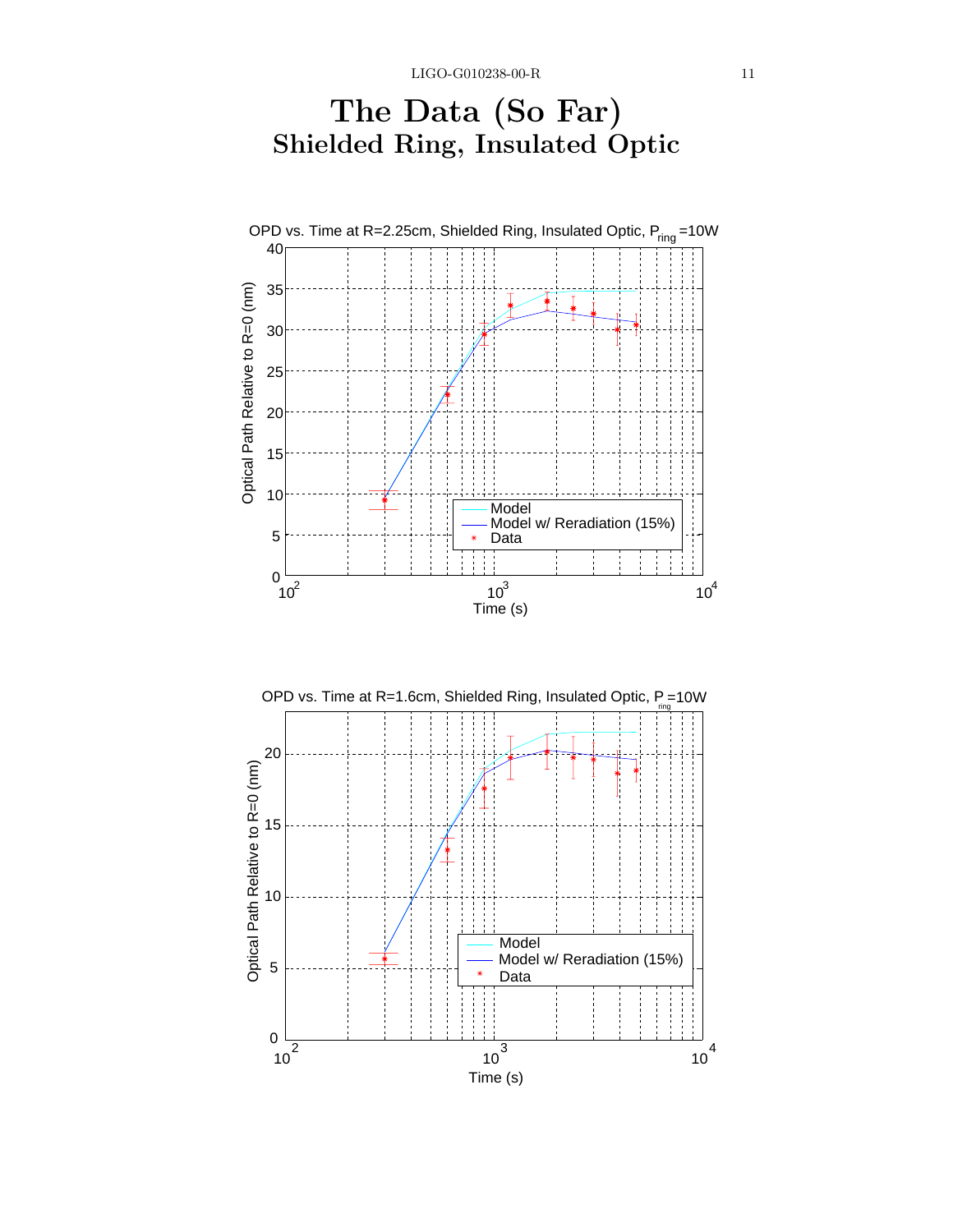# The Data (So Far)
## Shielded Ring, Insulated Optic

OPD vs. Time at R=2.25cm, Shielded Ring, Insulated Optic, $P_{ring}$ =10W

Optical Path Relative to R=0 (nm)

0
5
10
15
20
25
30
35
40

$10^2$
$10^3$
$10^4$

Time (s)

Model
Model w/ Reradiation (15%)
Data

OPD vs. Time at R=1.6cm, Shielded Ring, Insulated Optic, $P_{ring}$ =10W

Optical Path Relative to R=0 (nm)

0
5
10
15
20

$10^2$
$10^3$
$10^4$

Time (s)

Model
Model w/ Reradiation (15%)
Data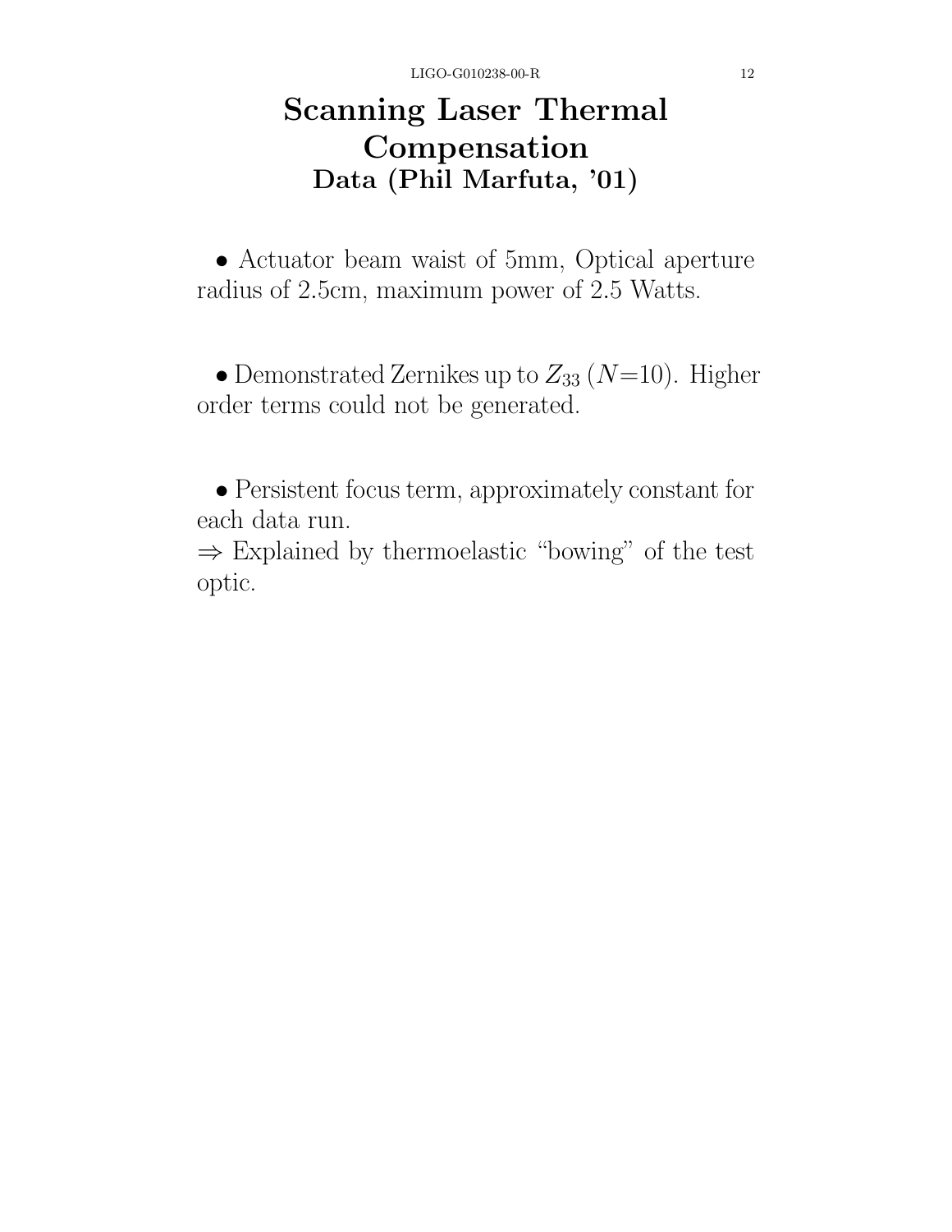# Scanning Laser Thermal Compensation

## Data (Phil Marfuta, '01)

- Actuator beam waist of 5mm, Optical aperture radius of 2.5cm, maximum power of 2.5 Watts.

- Demonstrated Zernikes up to $Z_{33}$ ($N$=10). Higher order terms could not be generated.

- Persistent focus term, approximately constant for each data run.
$\Rightarrow$ Explained by thermoelastic "bowing" of the test optic.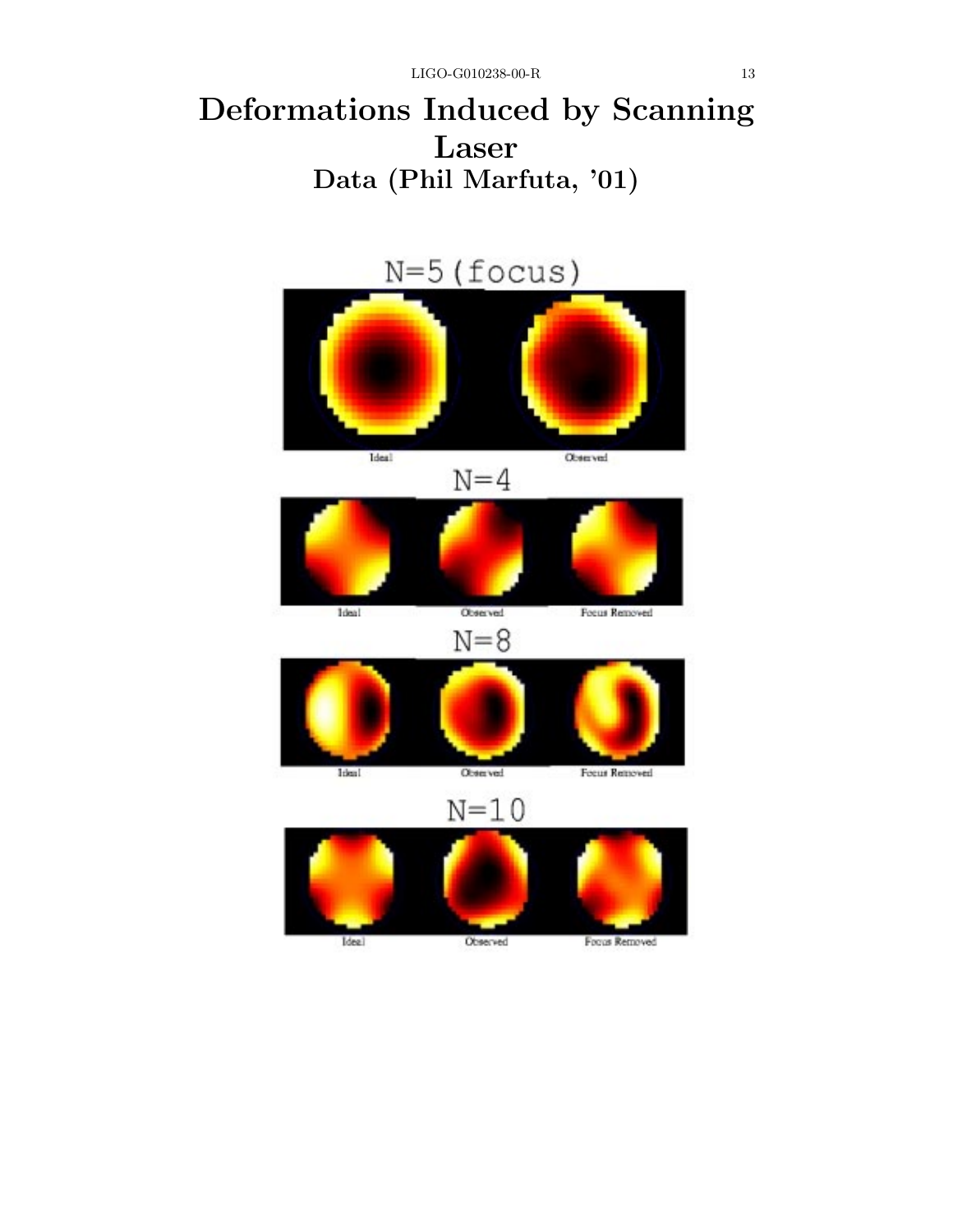# Deformations Induced by Scanning Laser

## Data (Phil Marfuta, '01)

N=5 (focus)

Ideal

Observed

N=4

Ideal

Observed

Focus Removed

N=8

Ideal

Observed

Focus Removed

N=10

Ideal

Observed

Focus Removed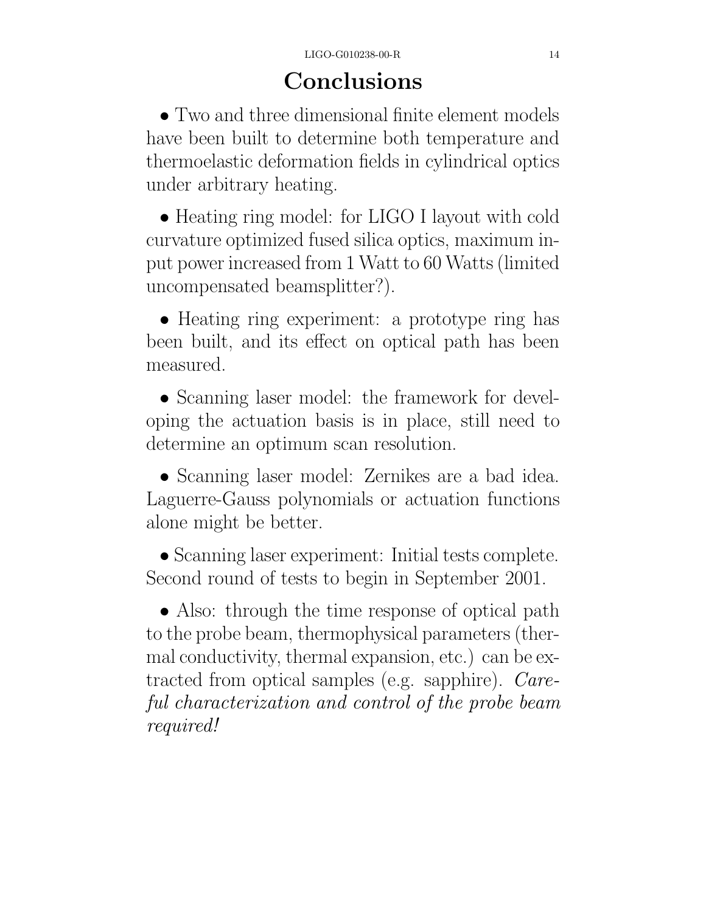# Conclusions

- Two and three dimensional finite element models have been built to determine both temperature and thermoelastic deformation fields in cylindrical optics under arbitrary heating.

- Heating ring model: for LIGO I layout with cold curvature optimized fused silica optics, maximum input power increased from 1 Watt to 60 Watts (limited uncompensated beamsplitter?).

- Heating ring experiment: a prototype ring has been built, and its effect on optical path has been measured.

- Scanning laser model: the framework for developing the actuation basis is in place, still need to determine an optimum scan resolution.

- Scanning laser model: Zernikes are a bad idea. Laguerre-Gauss polynomials or actuation functions alone might be better.

- Scanning laser experiment: Initial tests complete. Second round of tests to begin in September 2001.

- Also: through the time response of optical path to the probe beam, thermophysical parameters (thermal conductivity, thermal expansion, etc.) can be extracted from optical samples (e.g. sapphire). *Careful characterization and control of the probe beam required!*